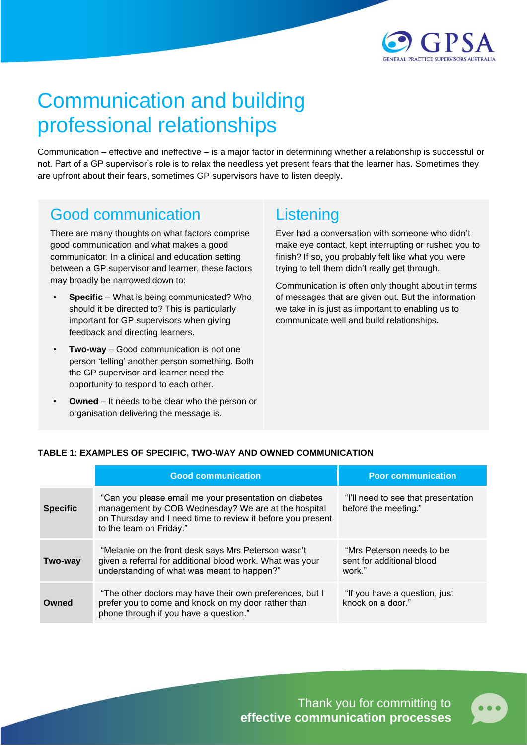# Communication and building professional relationships

Communication – effective and ineffective – is a major factor in determining whether a relationship is successful or not. Part of a GP supervisor's role is to relax the needless yet present fears that the learner has. Sometimes they are upfront about their fears, sometimes GP supervisors have to listen deeply.

## Good communication

There are many thoughts on what factors comprise good communication and what makes a good communicator. In a clinical and education setting between a GP supervisor and learner, these factors may broadly be narrowed down to:

- **Specific** – What is being communicated? Who should it be directed to? This is particularly important for GP supervisors when giving feedback and directing learners.
- **Two-way** – Good communication is not one person 'telling' another person something. Both the GP supervisor and learner need the opportunity to respond to each other.
- **Owned** – It needs to be clear who the person or organisation delivering the message is.

## Listening

Ever had a conversation with someone who didn't make eye contact, kept interrupting or rushed you to finish? If so, you probably felt like what you were trying to tell them didn't really get through.

Communication is often only thought about in terms of messages that are given out. But the information we take in is just as important to enabling us to communicate well and build relationships.

**TABLE 1: EXAMPLES OF SPECIFIC, TWO-WAY AND OWNED COMMUNICATION**

| | Good communication | Poor communication |
|---|---|---|
| **Specific** | "Can you please email me your presentation on diabetes management by COB Wednesday? We are at the hospital on Thursday and I need time to review it before you present to the team on Friday." | "I'll need to see that presentation before the meeting." |
| **Two-way** | "Melanie on the front desk says Mrs Peterson wasn't given a referral for additional blood work. What was your understanding of what was meant to happen?" | "Mrs Peterson needs to be sent for additional blood work." |
| **Owned** | "The other doctors may have their own preferences, but I prefer you to come and knock on my door rather than phone through if you have a question." | "If you have a question, just knock on a door." |

Thank you for committing to **effective communication processes**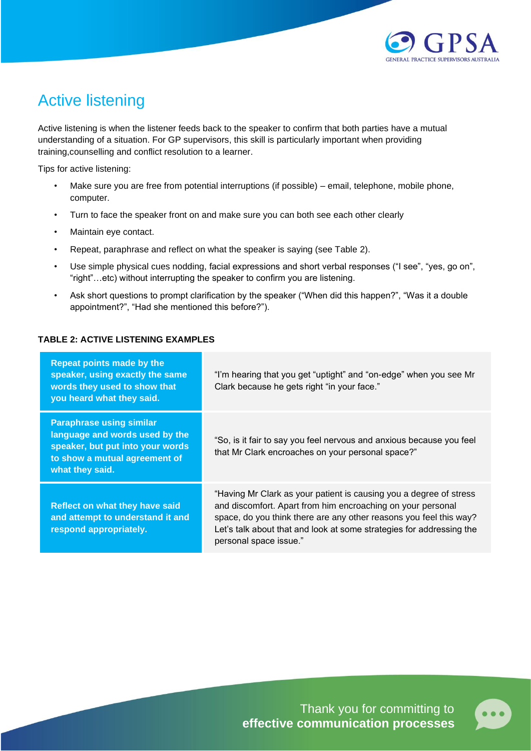# Active listening

Active listening is when the listener feeds back to the speaker to confirm that both parties have a mutual understanding of a situation. For GP supervisors, this skill is particularly important when providing training,counselling and conflict resolution to a learner.

Tips for active listening:

- Make sure you are free from potential interruptions (if possible) – email, telephone, mobile phone, computer.
- Turn to face the speaker front on and make sure you can both see each other clearly
- Maintain eye contact.
- Repeat, paraphrase and reflect on what the speaker is saying (see Table 2).
- Use simple physical cues nodding, facial expressions and short verbal responses ("I see", "yes, go on", "right"…etc) without interrupting the speaker to confirm you are listening.
- Ask short questions to prompt clarification by the speaker ("When did this happen?", "Was it a double appointment?", "Had she mentioned this before?").

**TABLE 2: ACTIVE LISTENING EXAMPLES**

| | |
|---|---|
| **Repeat points made by the speaker, using exactly the same words they used to show that you heard what they said.** | "I'm hearing that you get "uptight" and "on-edge" when you see Mr Clark because he gets right "in your face." |
| **Paraphrase using similar language and words used by the speaker, but put into your words to show a mutual agreement of what they said.** | "So, is it fair to say you feel nervous and anxious because you feel that Mr Clark encroaches on your personal space?" |
| **Reflect on what they have said and attempt to understand it and respond appropriately.** | "Having Mr Clark as your patient is causing you a degree of stress and discomfort. Apart from him encroaching on your personal space, do you think there are any other reasons you feel this way? Let's talk about that and look at some strategies for addressing the personal space issue." |

Thank you for committing to **effective communication processes**